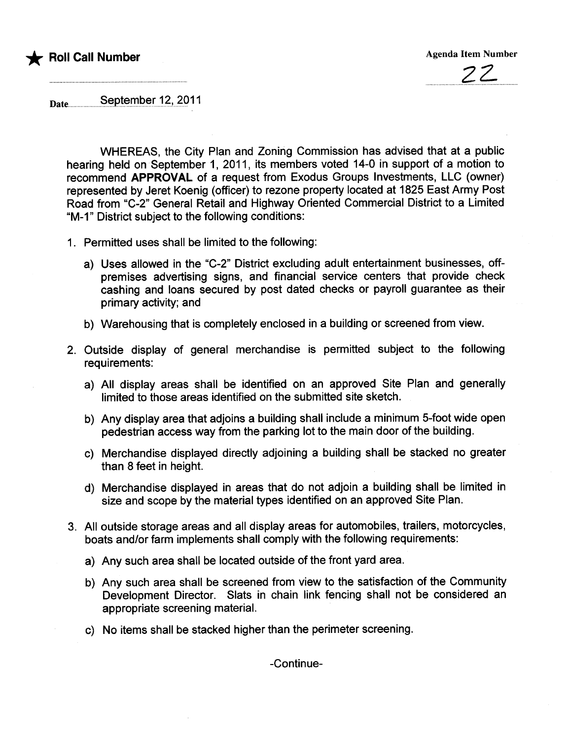★ **Roll Call Number**

Agenda Item Number

22

Date September 12, 2011

WHEREAS, the City Plan and Zoning Commission has advised that at a public hearing held on September 1, 2011, its members voted 14-0 in support of a motion to recommend **APPROVAL** of a request from Exodus Groups Investments, LLC (owner) represented by Jeret Koenig (officer) to rezone property located at 1825 East Army Post Road from "C-2" General Retail and Highway Oriented Commercial District to a Limited "M-1" District subject to the following conditions:

1. Permitted uses shall be limited to the following:
   a) Uses allowed in the "C-2" District excluding adult entertainment businesses, off-premises advertising signs, and financial service centers that provide check cashing and loans secured by post dated checks or payroll guarantee as their primary activity; and
   b) Warehousing that is completely enclosed in a building or screened from view.
2. Outside display of general merchandise is permitted subject to the following requirements:
   a) All display areas shall be identified on an approved Site Plan and generally limited to those areas identified on the submitted site sketch.
   b) Any display area that adjoins a building shall include a minimum 5-foot wide open pedestrian access way from the parking lot to the main door of the building.
   c) Merchandise displayed directly adjoining a building shall be stacked no greater than 8 feet in height.
   d) Merchandise displayed in areas that do not adjoin a building shall be limited in size and scope by the material types identified on an approved Site Plan.
3. All outside storage areas and all display areas for automobiles, trailers, motorcycles, boats and/or farm implements shall comply with the following requirements:
   a) Any such area shall be located outside of the front yard area.
   b) Any such area shall be screened from view to the satisfaction of the Community Development Director. Slats in chain link fencing shall not be considered an appropriate screening material.
   c) No items shall be stacked higher than the perimeter screening.

-Continue-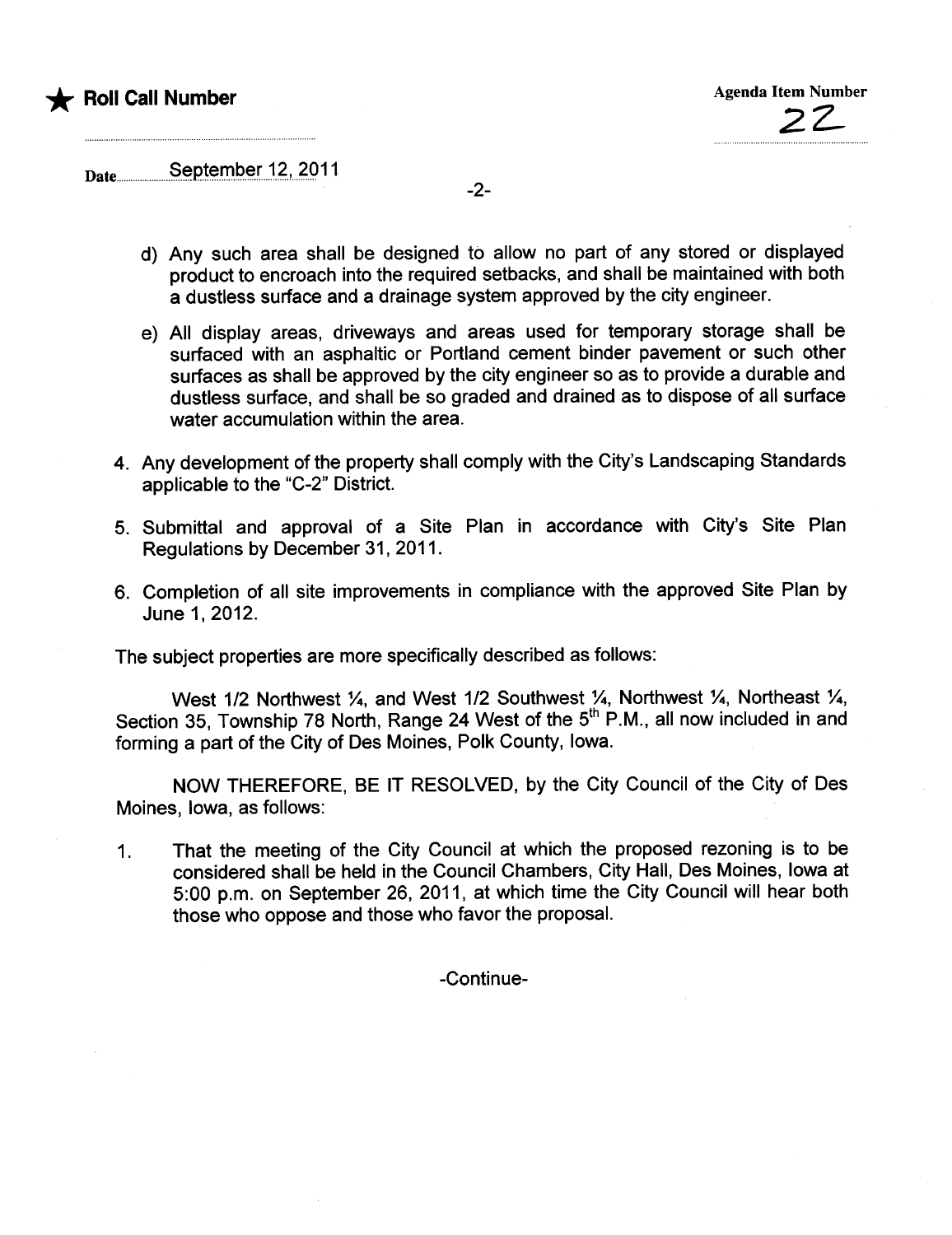d) Any such area shall be designed to allow no part of any stored or displayed product to encroach into the required setbacks, and shall be maintained with both a dustless surface and a drainage system approved by the city engineer.

e) All display areas, driveways and areas used for temporary storage shall be surfaced with an asphaltic or Portland cement binder pavement or such other surfaces as shall be approved by the city engineer so as to provide a durable and dustless surface, and shall be so graded and drained as to dispose of all surface water accumulation within the area.

4. Any development of the property shall comply with the City's Landscaping Standards applicable to the "C-2" District.

5. Submittal and approval of a Site Plan in accordance with City's Site Plan Regulations by December 31, 2011.

6. Completion of all site improvements in compliance with the approved Site Plan by June 1, 2012.

The subject properties are more specifically described as follows:

West 1/2 Northwest ¼, and West 1/2 Southwest ¼, Northwest ¼, Northeast ¼, Section 35, Township 78 North, Range 24 West of the 5th P.M., all now included in and forming a part of the City of Des Moines, Polk County, Iowa.

NOW THEREFORE, BE IT RESOLVED, by the City Council of the City of Des Moines, Iowa, as follows:

1. That the meeting of the City Council at which the proposed rezoning is to be considered shall be held in the Council Chambers, City Hall, Des Moines, Iowa at 5:00 p.m. on September 26, 2011, at which time the City Council will hear both those who oppose and those who favor the proposal.

-Continue-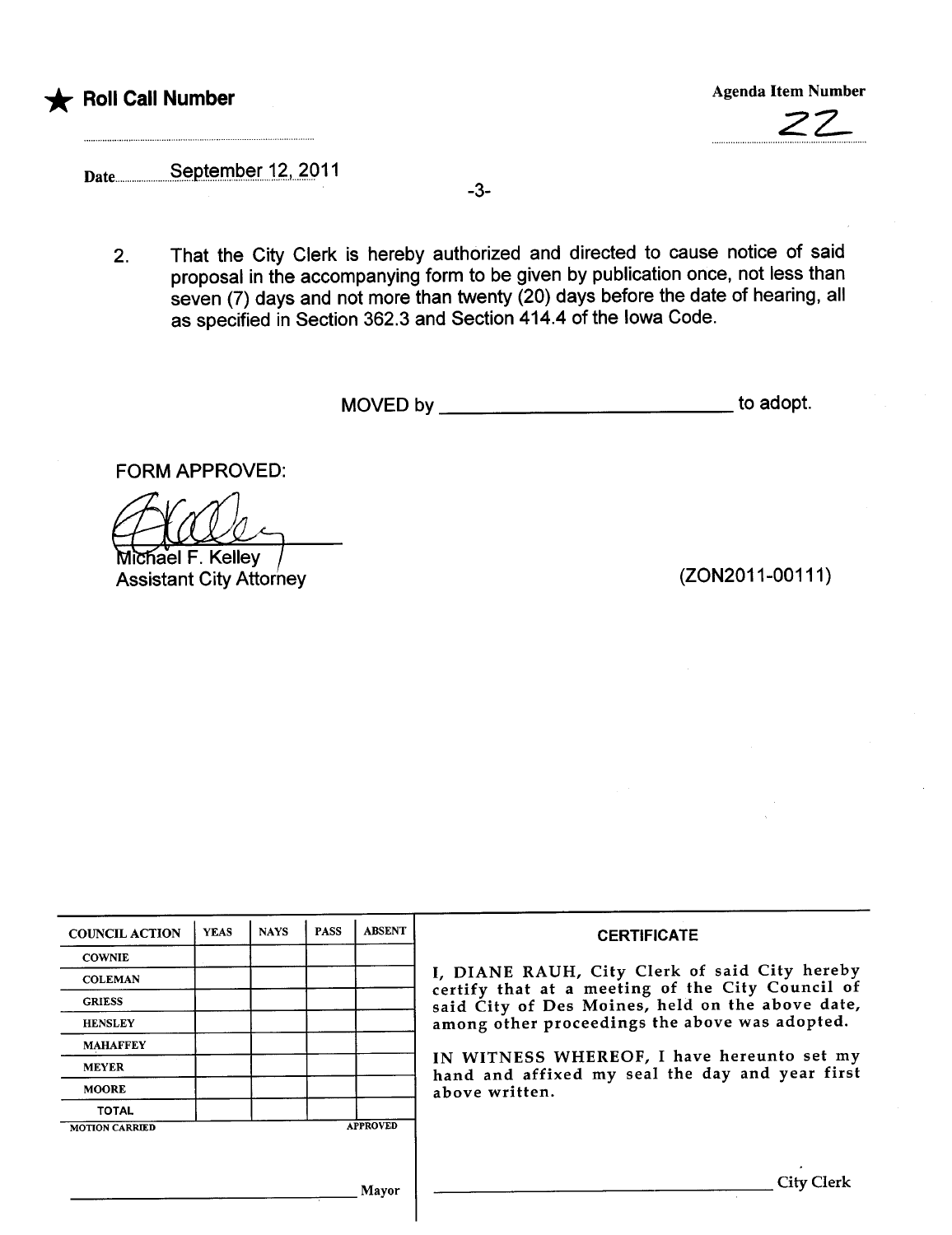★ **Roll Call Number** ............................

**Agenda Item Number** 22

Date September 12, 2011

2. That the City Clerk is hereby authorized and directed to cause notice of said proposal in the accompanying form to be given by publication once, not less than seven (7) days and not more than twenty (20) days before the date of hearing, all as specified in Section 362.3 and Section 414.4 of the Iowa Code.

MOVED by ____________________________ to adopt.

FORM APPROVED:

Michael F. Kelley
Assistant City Attorney

(ZON2011-00111)

| COUNCIL ACTION | YEAS | NAYS | PASS | ABSENT |
|---|---|---|---|---|
| COWNIE | | | | |
| COLEMAN | | | | |
| GRIESS | | | | |
| HENSLEY | | | | |
| MAHAFFEY | | | | |
| MEYER | | | | |
| MOORE | | | | |
| TOTAL | | | | |

MOTION CARRIED APPROVED

____________________________ Mayor

**CERTIFICATE**

I, DIANE RAUH, City Clerk of said City hereby certify that at a meeting of the City Council of said City of Des Moines, held on the above date, among other proceedings the above was adopted.

IN WITNESS WHEREOF, I have hereunto set my hand and affixed my seal the day and year first above written.

____________________________ City Clerk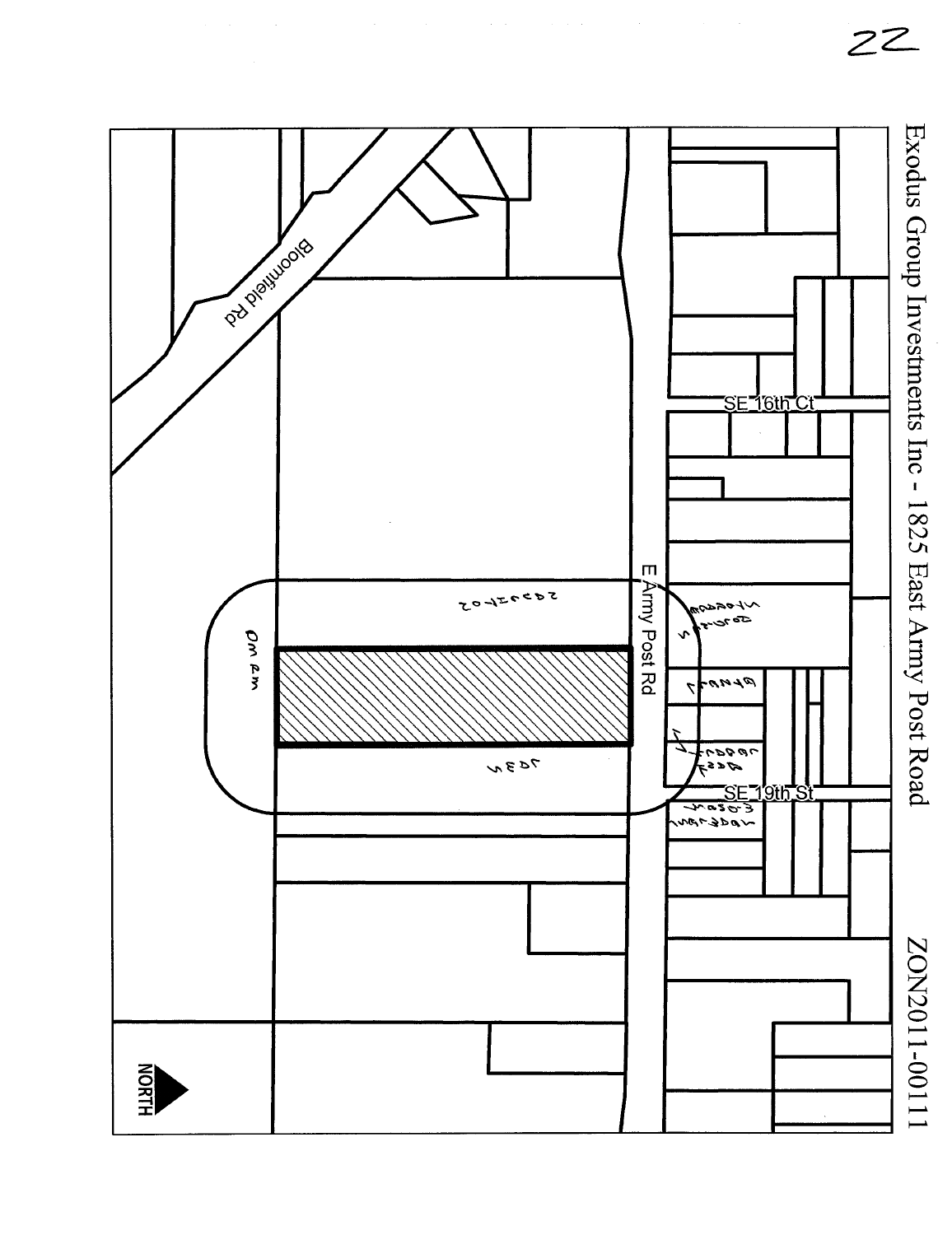Exodus Group Investments Inc - 1825 East Army Post Road

ZON2011-00111

Bloomfield Rd

SE 16th Ct

E Army Post Rd

SE 19th St

NORTH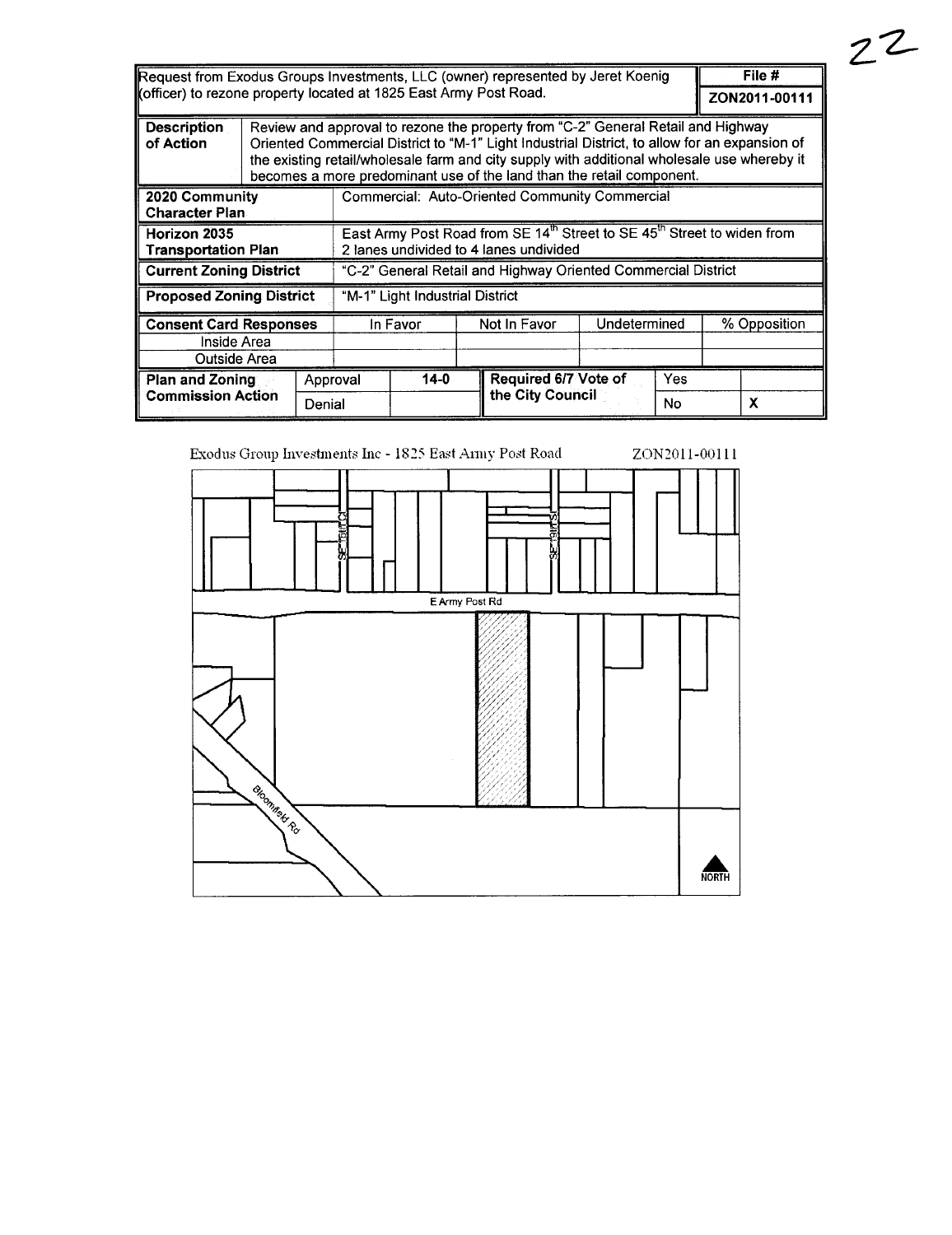22

| Request from Exodus Groups Investments, LLC (owner) represented by Jeret Koenig (officer) to rezone property located at 1825 East Army Post Road. | | | | | | File # ZON2011-00111 |
|---|---|---|---|---|---|---|
| **Description of Action** | Review and approval to rezone the property from "C-2" General Retail and Highway Oriented Commercial District to "M-1" Light Industrial District, to allow for an expansion of the existing retail/wholesale farm and city supply with additional wholesale use whereby it becomes a more predominant use of the land than the retail component. | | | | | |
| **2020 Community Character Plan** | Commercial: Auto-Oriented Community Commercial | | | | | |
| **Horizon 2035 Transportation Plan** | East Army Post Road from SE 14th Street to SE 45th Street to widen from 2 lanes undivided to 4 lanes undivided | | | | | |
| **Current Zoning District** | "C-2" General Retail and Highway Oriented Commercial District | | | | | |
| **Proposed Zoning District** | "M-1" Light Industrial District | | | | | |

| **Consent Card Responses** | In Favor | Not In Favor | Undetermined | % Opposition |
|---|---|---|---|---|
| Inside Area | | | | |
| Outside Area | | | | |

| **Plan and Zoning Commission Action** | | | **Required 6/7 Vote of the City Council** | | |
|---|---|---|---|---|---|
| | Approval | 14-0 | | Yes | |
| | Denial | | | No | X |

Exodus Group Investments Inc - 1825 East Army Post Road ZON2011-00111

E Army Post Rd

SE 16th Ct

SE 19th St

Bloomfield Rd

NORTH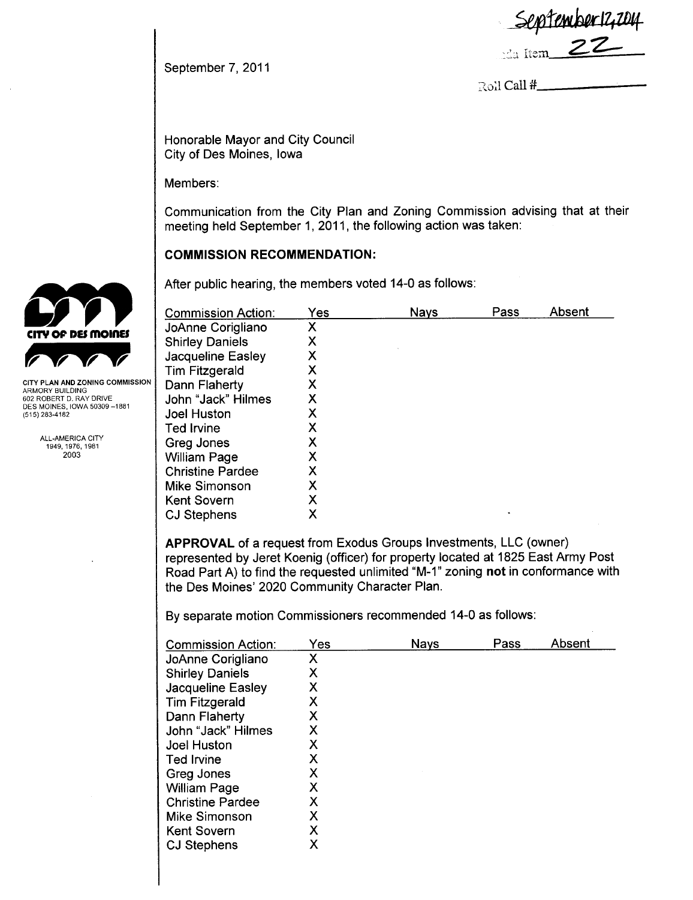September 12, 2011
Agenda Item 22

Roll Call #\_\_\_\_\_\_\_\_\_\_

September 7, 2011

CITY PLAN AND ZONING COMMISSION
ARMORY BUILDING
602 ROBERT D. RAY DRIVE
DES MOINES, IOWA 50309 –1881
(515) 283-4182

ALL-AMERICA CITY
1949, 1976, 1981
2003

Honorable Mayor and City Council
City of Des Moines, Iowa

Members:

Communication from the City Plan and Zoning Commission advising that at their meeting held September 1, 2011, the following action was taken:

**COMMISSION RECOMMENDATION:**

After public hearing, the members voted 14-0 as follows:

| Commission Action: | Yes | Nays | Pass | Absent |
|---|---|---|---|---|
| JoAnne Corigliano | X | | | |
| Shirley Daniels | X | | | |
| Jacqueline Easley | X | | | |
| Tim Fitzgerald | X | | | |
| Dann Flaherty | X | | | |
| John "Jack" Hilmes | X | | | |
| Joel Huston | X | | | |
| Ted Irvine | X | | | |
| Greg Jones | X | | | |
| William Page | X | | | |
| Christine Pardee | X | | | |
| Mike Simonson | X | | | |
| Kent Sovern | X | | | |
| CJ Stephens | X | | | |

**APPROVAL** of a request from Exodus Groups Investments, LLC (owner) represented by Jeret Koenig (officer) for property located at 1825 East Army Post Road Part A) to find the requested unlimited "M-1" zoning **not** in conformance with the Des Moines' 2020 Community Character Plan.

By separate motion Commissioners recommended 14-0 as follows:

| Commission Action: | Yes | Nays | Pass | Absent |
|---|---|---|---|---|
| JoAnne Corigliano | X | | | |
| Shirley Daniels | X | | | |
| Jacqueline Easley | X | | | |
| Tim Fitzgerald | X | | | |
| Dann Flaherty | X | | | |
| John "Jack" Hilmes | X | | | |
| Joel Huston | X | | | |
| Ted Irvine | X | | | |
| Greg Jones | X | | | |
| William Page | X | | | |
| Christine Pardee | X | | | |
| Mike Simonson | X | | | |
| Kent Sovern | X | | | |
| CJ Stephens | X | | | |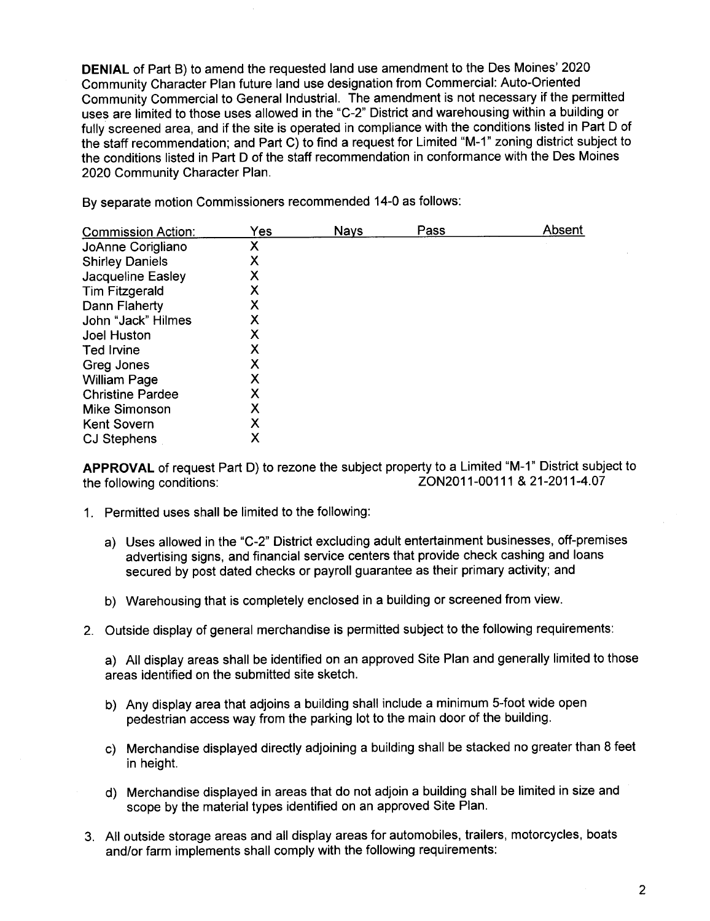**DENIAL** of Part B) to amend the requested land use amendment to the Des Moines' 2020 Community Character Plan future land use designation from Commercial: Auto-Oriented Community Commercial to General Industrial. The amendment is not necessary if the permitted uses are limited to those uses allowed in the "C-2" District and warehousing within a building or fully screened area, and if the site is operated in compliance with the conditions listed in Part D of the staff recommendation; and Part C) to find a request for Limited "M-1" zoning district subject to the conditions listed in Part D of the staff recommendation in conformance with the Des Moines 2020 Community Character Plan.

By separate motion Commissioners recommended 14-0 as follows:

| Commission Action: | Yes | Nays | Pass | Absent |
|---|---|---|---|---|
| JoAnne Corigliano | X | | | |
| Shirley Daniels | X | | | |
| Jacqueline Easley | X | | | |
| Tim Fitzgerald | X | | | |
| Dann Flaherty | X | | | |
| John "Jack" Hilmes | X | | | |
| Joel Huston | X | | | |
| Ted Irvine | X | | | |
| Greg Jones | X | | | |
| William Page | X | | | |
| Christine Pardee | X | | | |
| Mike Simonson | X | | | |
| Kent Sovern | X | | | |
| CJ Stephens | X | | | |

**APPROVAL** of request Part D) to rezone the subject property to a Limited "M-1" District subject to the following conditions: ZON2011-00111 & 21-2011-4.07

1. Permitted uses shall be limited to the following:

   a) Uses allowed in the "C-2" District excluding adult entertainment businesses, off-premises advertising signs, and financial service centers that provide check cashing and loans secured by post dated checks or payroll guarantee as their primary activity; and

   b) Warehousing that is completely enclosed in a building or screened from view.

2. Outside display of general merchandise is permitted subject to the following requirements:

   a) All display areas shall be identified on an approved Site Plan and generally limited to those areas identified on the submitted site sketch.

   b) Any display area that adjoins a building shall include a minimum 5-foot wide open pedestrian access way from the parking lot to the main door of the building.

   c) Merchandise displayed directly adjoining a building shall be stacked no greater than 8 feet in height.

   d) Merchandise displayed in areas that do not adjoin a building shall be limited in size and scope by the material types identified on an approved Site Plan.

3. All outside storage areas and all display areas for automobiles, trailers, motorcycles, boats and/or farm implements shall comply with the following requirements: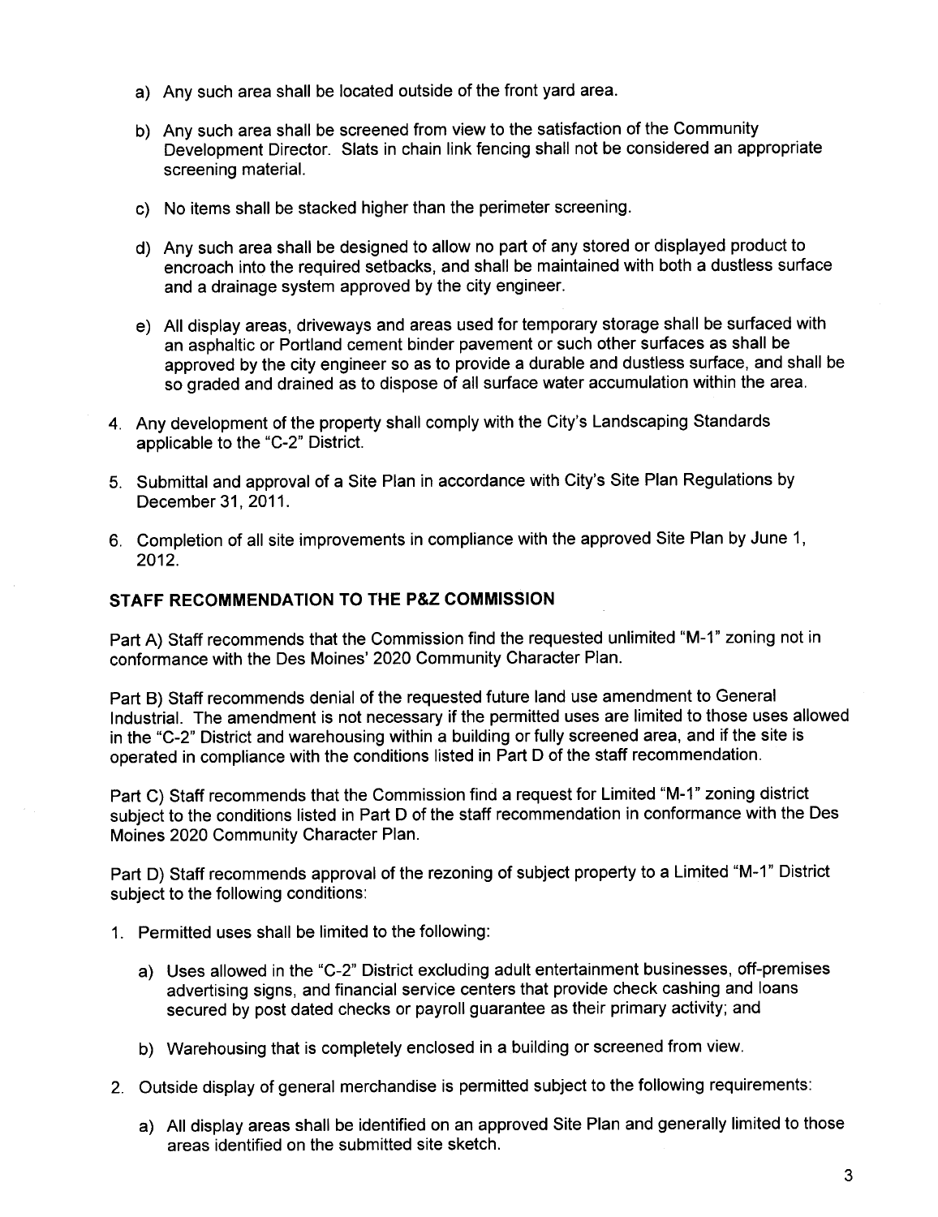a) Any such area shall be located outside of the front yard area.

b) Any such area shall be screened from view to the satisfaction of the Community Development Director. Slats in chain link fencing shall not be considered an appropriate screening material.

c) No items shall be stacked higher than the perimeter screening.

d) Any such area shall be designed to allow no part of any stored or displayed product to encroach into the required setbacks, and shall be maintained with both a dustless surface and a drainage system approved by the city engineer.

e) All display areas, driveways and areas used for temporary storage shall be surfaced with an asphaltic or Portland cement binder pavement or such other surfaces as shall be approved by the city engineer so as to provide a durable and dustless surface, and shall be so graded and drained as to dispose of all surface water accumulation within the area.

4. Any development of the property shall comply with the City's Landscaping Standards applicable to the "C-2" District.

5. Submittal and approval of a Site Plan in accordance with City's Site Plan Regulations by December 31, 2011.

6. Completion of all site improvements in compliance with the approved Site Plan by June 1, 2012.

## STAFF RECOMMENDATION TO THE P&Z COMMISSION

Part A) Staff recommends that the Commission find the requested unlimited "M-1" zoning not in conformance with the Des Moines' 2020 Community Character Plan.

Part B) Staff recommends denial of the requested future land use amendment to General Industrial. The amendment is not necessary if the permitted uses are limited to those uses allowed in the "C-2" District and warehousing within a building or fully screened area, and if the site is operated in compliance with the conditions listed in Part D of the staff recommendation.

Part C) Staff recommends that the Commission find a request for Limited "M-1" zoning district subject to the conditions listed in Part D of the staff recommendation in conformance with the Des Moines 2020 Community Character Plan.

Part D) Staff recommends approval of the rezoning of subject property to a Limited "M-1" District subject to the following conditions:

1. Permitted uses shall be limited to the following:

   a) Uses allowed in the "C-2" District excluding adult entertainment businesses, off-premises advertising signs, and financial service centers that provide check cashing and loans secured by post dated checks or payroll guarantee as their primary activity; and

   b) Warehousing that is completely enclosed in a building or screened from view.

2. Outside display of general merchandise is permitted subject to the following requirements:

   a) All display areas shall be identified on an approved Site Plan and generally limited to those areas identified on the submitted site sketch.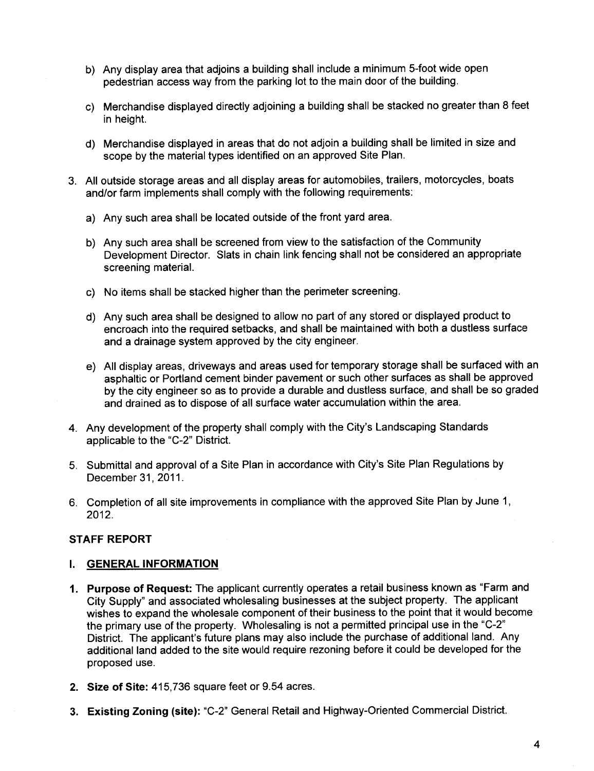b) Any display area that adjoins a building shall include a minimum 5-foot wide open pedestrian access way from the parking lot to the main door of the building.

c) Merchandise displayed directly adjoining a building shall be stacked no greater than 8 feet in height.

d) Merchandise displayed in areas that do not adjoin a building shall be limited in size and scope by the material types identified on an approved Site Plan.

3. All outside storage areas and all display areas for automobiles, trailers, motorcycles, boats and/or farm implements shall comply with the following requirements:

   a) Any such area shall be located outside of the front yard area.

   b) Any such area shall be screened from view to the satisfaction of the Community Development Director. Slats in chain link fencing shall not be considered an appropriate screening material.

   c) No items shall be stacked higher than the perimeter screening.

   d) Any such area shall be designed to allow no part of any stored or displayed product to encroach into the required setbacks, and shall be maintained with both a dustless surface and a drainage system approved by the city engineer.

   e) All display areas, driveways and areas used for temporary storage shall be surfaced with an asphaltic or Portland cement binder pavement or such other surfaces as shall be approved by the city engineer so as to provide a durable and dustless surface, and shall be so graded and drained as to dispose of all surface water accumulation within the area.

4. Any development of the property shall comply with the City's Landscaping Standards applicable to the "C-2" District.

5. Submittal and approval of a Site Plan in accordance with City's Site Plan Regulations by December 31, 2011.

6. Completion of all site improvements in compliance with the approved Site Plan by June 1, 2012.

## STAFF REPORT

### I. GENERAL INFORMATION

1. **Purpose of Request:** The applicant currently operates a retail business known as "Farm and City Supply" and associated wholesaling businesses at the subject property. The applicant wishes to expand the wholesale component of their business to the point that it would become the primary use of the property. Wholesaling is not a permitted principal use in the "C-2" District. The applicant's future plans may also include the purchase of additional land. Any additional land added to the site would require rezoning before it could be developed for the proposed use.

2. **Size of Site:** 415,736 square feet or 9.54 acres.

3. **Existing Zoning (site):** "C-2" General Retail and Highway-Oriented Commercial District.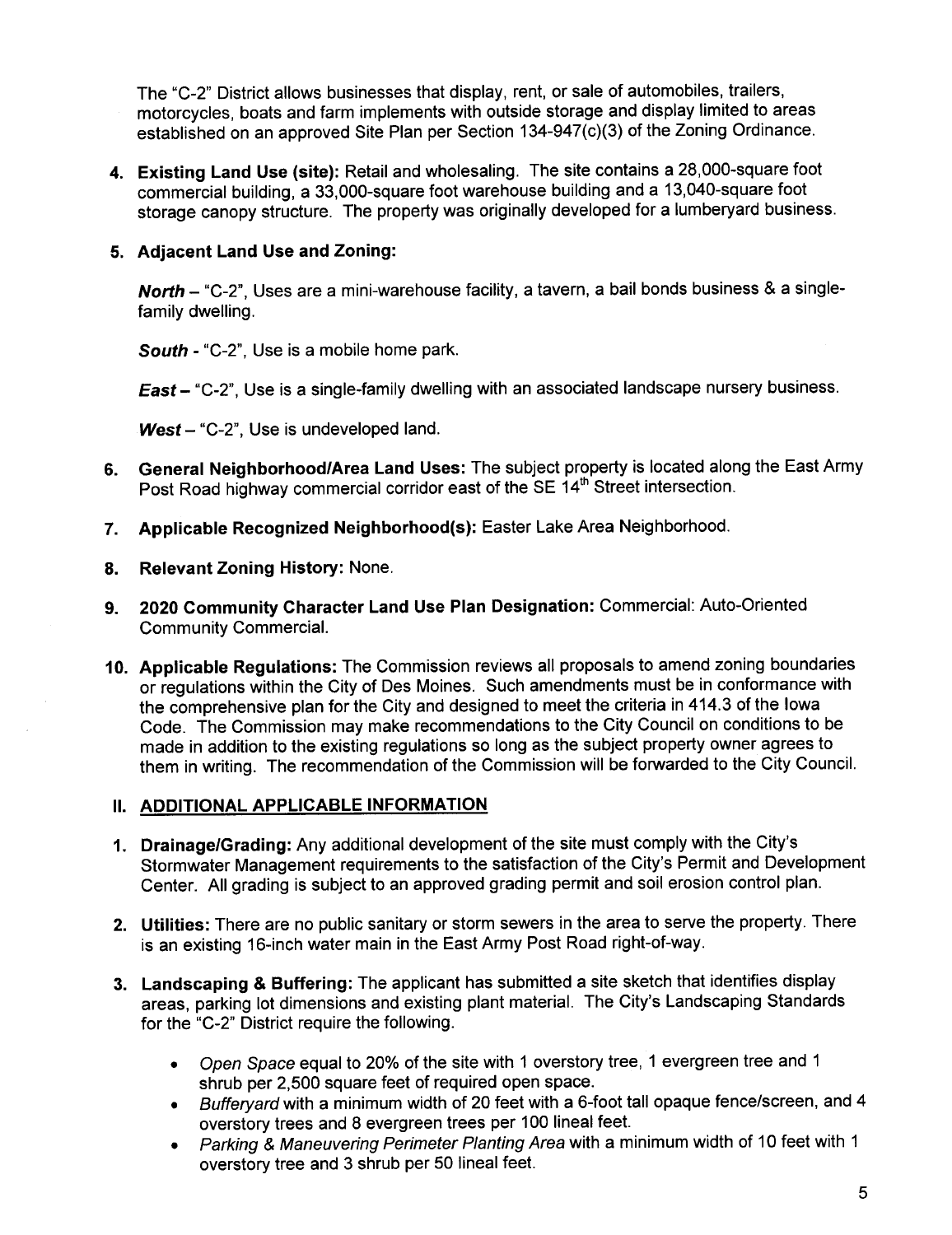The "C-2" District allows businesses that display, rent, or sale of automobiles, trailers, motorcycles, boats and farm implements with outside storage and display limited to areas established on an approved Site Plan per Section 134-947(c)(3) of the Zoning Ordinance.

4. **Existing Land Use (site):** Retail and wholesaling. The site contains a 28,000-square foot commercial building, a 33,000-square foot warehouse building and a 13,040-square foot storage canopy structure. The property was originally developed for a lumberyard business.

5. **Adjacent Land Use and Zoning:**

   ***North*** – "C-2", Uses are a mini-warehouse facility, a tavern, a bail bonds business & a single-family dwelling.

   ***South*** - "C-2", Use is a mobile home park.

   ***East*** – "C-2", Use is a single-family dwelling with an associated landscape nursery business.

   ***West*** – "C-2", Use is undeveloped land.

6. **General Neighborhood/Area Land Uses:** The subject property is located along the East Army Post Road highway commercial corridor east of the SE 14th Street intersection.

7. **Applicable Recognized Neighborhood(s):** Easter Lake Area Neighborhood.

8. **Relevant Zoning History:** None.

9. **2020 Community Character Land Use Plan Designation:** Commercial: Auto-Oriented Community Commercial.

10. **Applicable Regulations:** The Commission reviews all proposals to amend zoning boundaries or regulations within the City of Des Moines. Such amendments must be in conformance with the comprehensive plan for the City and designed to meet the criteria in 414.3 of the Iowa Code. The Commission may make recommendations to the City Council on conditions to be made in addition to the existing regulations so long as the subject property owner agrees to them in writing. The recommendation of the Commission will be forwarded to the City Council.

## II. ADDITIONAL APPLICABLE INFORMATION

1. **Drainage/Grading:** Any additional development of the site must comply with the City's Stormwater Management requirements to the satisfaction of the City's Permit and Development Center. All grading is subject to an approved grading permit and soil erosion control plan.

2. **Utilities:** There are no public sanitary or storm sewers in the area to serve the property. There is an existing 16-inch water main in the East Army Post Road right-of-way.

3. **Landscaping & Buffering:** The applicant has submitted a site sketch that identifies display areas, parking lot dimensions and existing plant material. The City's Landscaping Standards for the "C-2" District require the following.

   - *Open Space* equal to 20% of the site with 1 overstory tree, 1 evergreen tree and 1 shrub per 2,500 square feet of required open space.
   - *Bufferyard* with a minimum width of 20 feet with a 6-foot tall opaque fence/screen, and 4 overstory trees and 8 evergreen trees per 100 lineal feet.
   - *Parking & Maneuvering Perimeter Planting Area* with a minimum width of 10 feet with 1 overstory tree and 3 shrub per 50 lineal feet.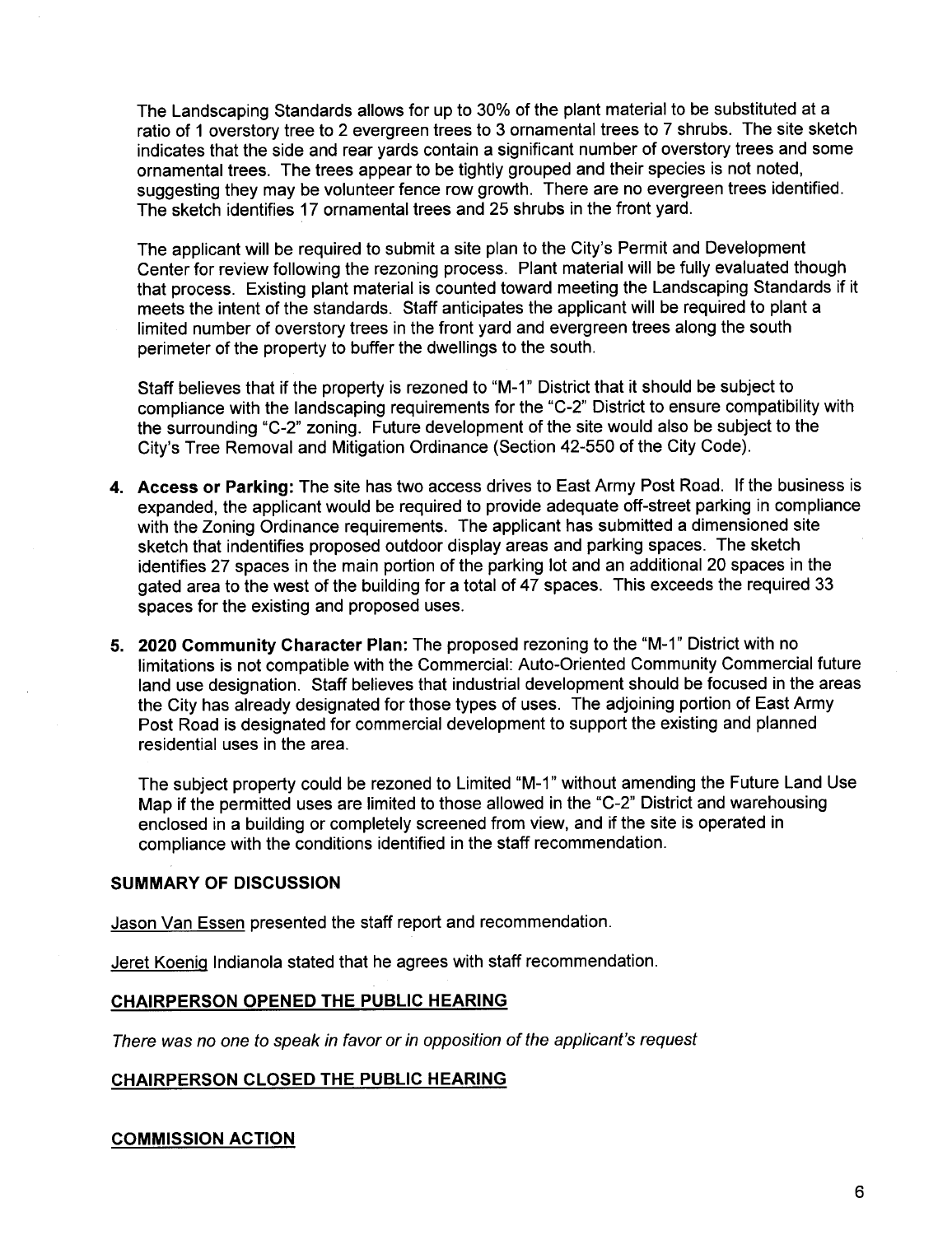The Landscaping Standards allows for up to 30% of the plant material to be substituted at a ratio of 1 overstory tree to 2 evergreen trees to 3 ornamental trees to 7 shrubs. The site sketch indicates that the side and rear yards contain a significant number of overstory trees and some ornamental trees. The trees appear to be tightly grouped and their species is not noted, suggesting they may be volunteer fence row growth. There are no evergreen trees identified. The sketch identifies 17 ornamental trees and 25 shrubs in the front yard.

The applicant will be required to submit a site plan to the City's Permit and Development Center for review following the rezoning process. Plant material will be fully evaluated though that process. Existing plant material is counted toward meeting the Landscaping Standards if it meets the intent of the standards. Staff anticipates the applicant will be required to plant a limited number of overstory trees in the front yard and evergreen trees along the south perimeter of the property to buffer the dwellings to the south.

Staff believes that if the property is rezoned to "M-1" District that it should be subject to compliance with the landscaping requirements for the "C-2" District to ensure compatibility with the surrounding "C-2" zoning. Future development of the site would also be subject to the City's Tree Removal and Mitigation Ordinance (Section 42-550 of the City Code).

4. **Access or Parking:** The site has two access drives to East Army Post Road. If the business is expanded, the applicant would be required to provide adequate off-street parking in compliance with the Zoning Ordinance requirements. The applicant has submitted a dimensioned site sketch that indentifies proposed outdoor display areas and parking spaces. The sketch identifies 27 spaces in the main portion of the parking lot and an additional 20 spaces in the gated area to the west of the building for a total of 47 spaces. This exceeds the required 33 spaces for the existing and proposed uses.

5. **2020 Community Character Plan:** The proposed rezoning to the "M-1" District with no limitations is not compatible with the Commercial: Auto-Oriented Community Commercial future land use designation. Staff believes that industrial development should be focused in the areas the City has already designated for those types of uses. The adjoining portion of East Army Post Road is designated for commercial development to support the existing and planned residential uses in the area.

   The subject property could be rezoned to Limited "M-1" without amending the Future Land Use Map if the permitted uses are limited to those allowed in the "C-2" District and warehousing enclosed in a building or completely screened from view, and if the site is operated in compliance with the conditions identified in the staff recommendation.

## SUMMARY OF DISCUSSION

Jason Van Essen presented the staff report and recommendation.

Jeret Koenig Indianola stated that he agrees with staff recommendation.

## CHAIRPERSON OPENED THE PUBLIC HEARING

*There was no one to speak in favor or in opposition of the applicant's request*

## CHAIRPERSON CLOSED THE PUBLIC HEARING

## COMMISSION ACTION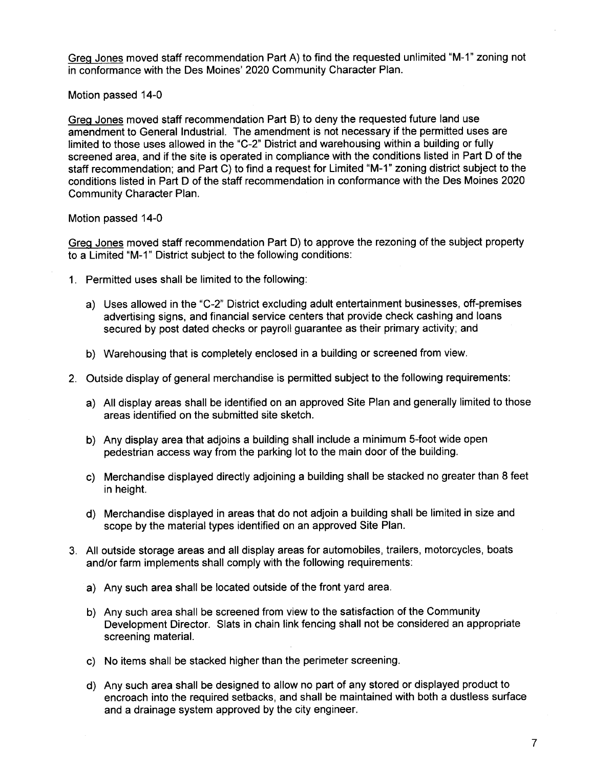Greg Jones moved staff recommendation Part A) to find the requested unlimited "M-1" zoning not in conformance with the Des Moines' 2020 Community Character Plan.

Motion passed 14-0

Greg Jones moved staff recommendation Part B) to deny the requested future land use amendment to General Industrial. The amendment is not necessary if the permitted uses are limited to those uses allowed in the "C-2" District and warehousing within a building or fully screened area, and if the site is operated in compliance with the conditions listed in Part D of the staff recommendation; and Part C) to find a request for Limited "M-1" zoning district subject to the conditions listed in Part D of the staff recommendation in conformance with the Des Moines 2020 Community Character Plan.

Motion passed 14-0

Greg Jones moved staff recommendation Part D) to approve the rezoning of the subject property to a Limited "M-1" District subject to the following conditions:

1. Permitted uses shall be limited to the following:

   a) Uses allowed in the "C-2" District excluding adult entertainment businesses, off-premises advertising signs, and financial service centers that provide check cashing and loans secured by post dated checks or payroll guarantee as their primary activity; and

   b) Warehousing that is completely enclosed in a building or screened from view.

2. Outside display of general merchandise is permitted subject to the following requirements:

   a) All display areas shall be identified on an approved Site Plan and generally limited to those areas identified on the submitted site sketch.

   b) Any display area that adjoins a building shall include a minimum 5-foot wide open pedestrian access way from the parking lot to the main door of the building.

   c) Merchandise displayed directly adjoining a building shall be stacked no greater than 8 feet in height.

   d) Merchandise displayed in areas that do not adjoin a building shall be limited in size and scope by the material types identified on an approved Site Plan.

3. All outside storage areas and all display areas for automobiles, trailers, motorcycles, boats and/or farm implements shall comply with the following requirements:

   a) Any such area shall be located outside of the front yard area.

   b) Any such area shall be screened from view to the satisfaction of the Community Development Director. Slats in chain link fencing shall not be considered an appropriate screening material.

   c) No items shall be stacked higher than the perimeter screening.

   d) Any such area shall be designed to allow no part of any stored or displayed product to encroach into the required setbacks, and shall be maintained with both a dustless surface and a drainage system approved by the city engineer.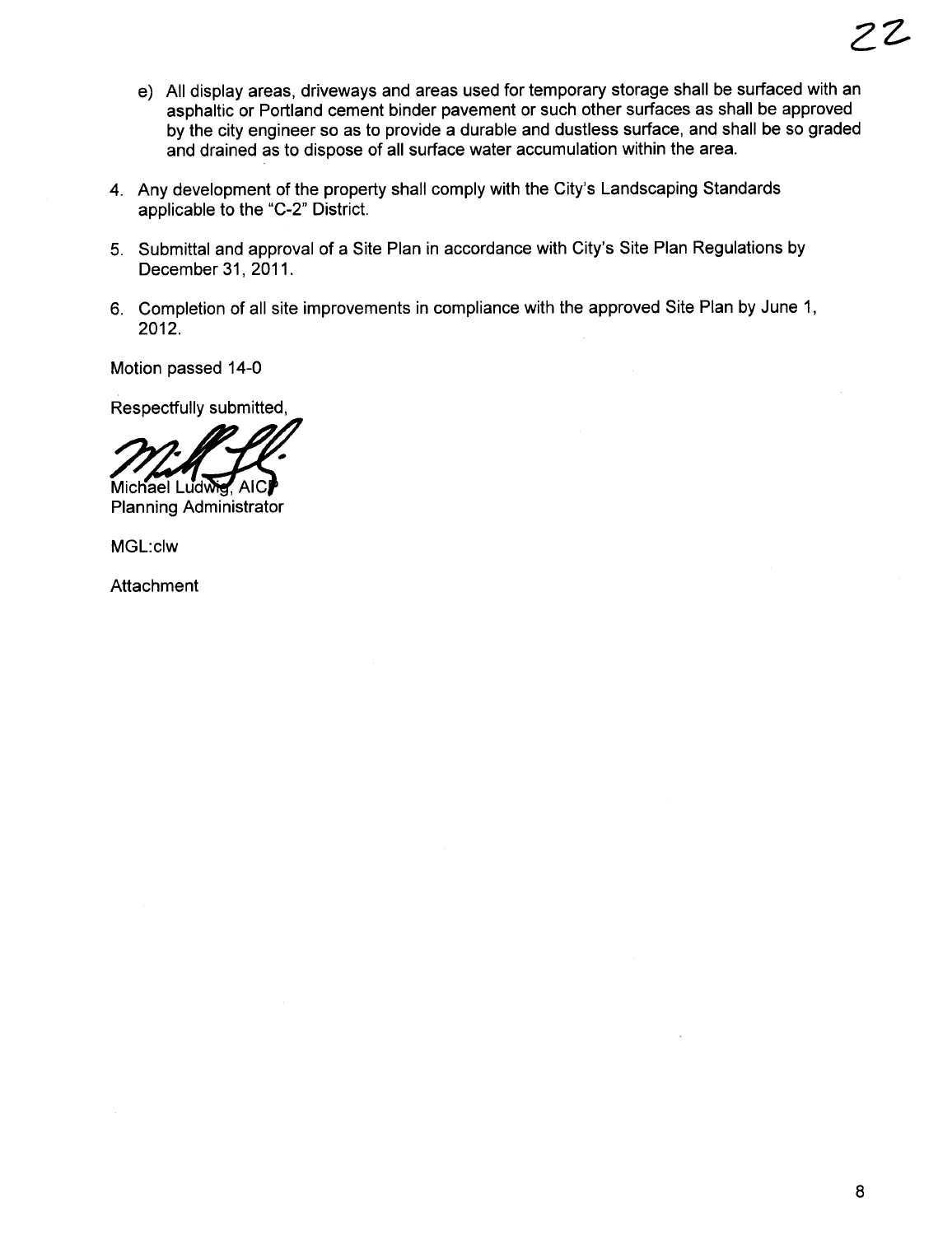e) All display areas, driveways and areas used for temporary storage shall be surfaced with an asphaltic or Portland cement binder pavement or such other surfaces as shall be approved by the city engineer so as to provide a durable and dustless surface, and shall be so graded and drained as to dispose of all surface water accumulation within the area.

4. Any development of the property shall comply with the City's Landscaping Standards applicable to the "C-2" District.

5. Submittal and approval of a Site Plan in accordance with City's Site Plan Regulations by December 31, 2011.

6. Completion of all site improvements in compliance with the approved Site Plan by June 1, 2012.

Motion passed 14-0

Respectfully submitted,

Michael Ludwig, AICP
Planning Administrator

MGL:clw

Attachment